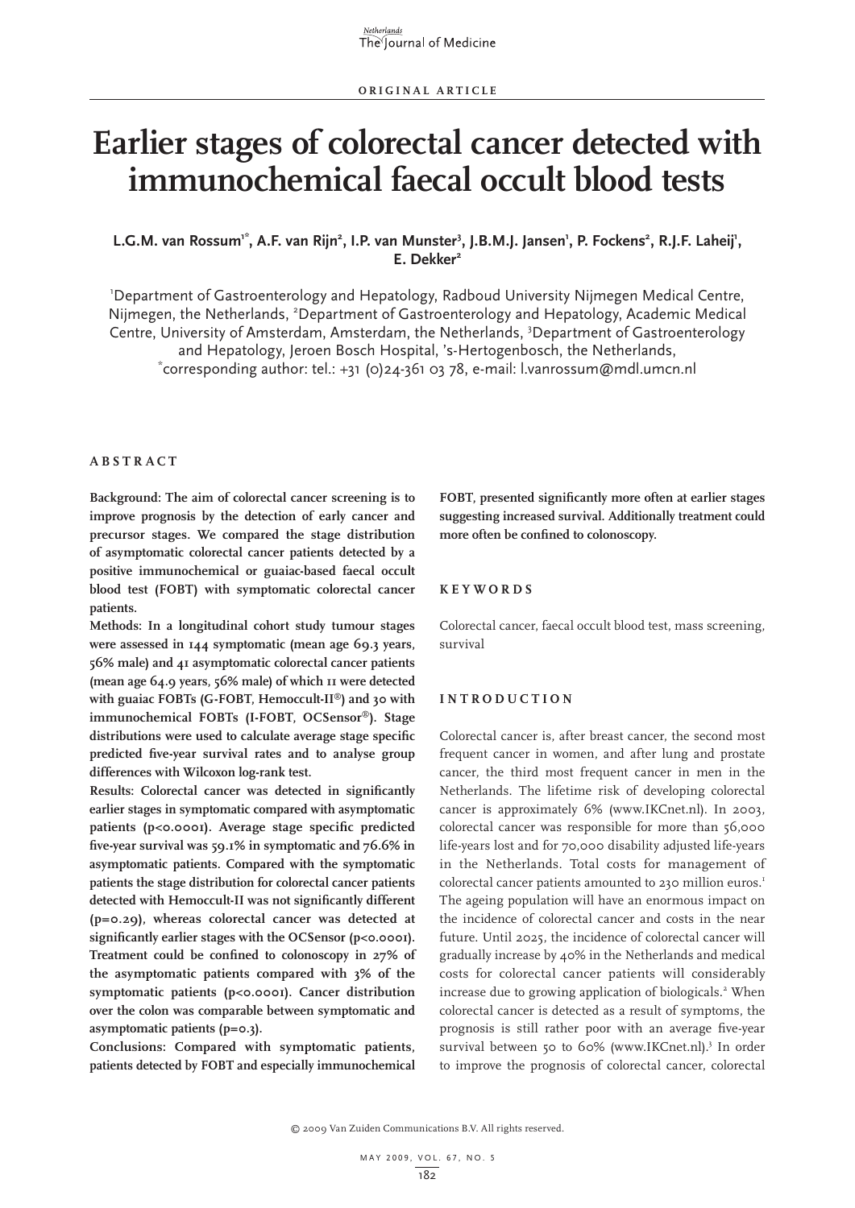ORIGINAL ARTICLE

# Earlier stages of colorectal cancer detected with immunochemical faecal occult blood tests

**L.G.M. van Rossum[1*], A.F. van Rijn[2], I.P. van Munster[3], J.B.M.J. Jansen[1], P. Fockens[2], R.J.F. Laheij[1], E. Dekker[2]**

[1]Department of Gastroenterology and Hepatology, Radboud University Nijmegen Medical Centre, Nijmegen, the Netherlands, [2]Department of Gastroenterology and Hepatology, Academic Medical Centre, University of Amsterdam, Amsterdam, the Netherlands, [3]Department of Gastroenterology and Hepatology, Jeroen Bosch Hospital, 's-Hertogenbosch, the Netherlands, [*]corresponding author: tel.: +31 (0)24-361 03 78, e-mail: l.vanrossum@mdl.umcn.nl

## ABSTRACT

**Background: The aim of colorectal cancer screening is to improve prognosis by the detection of early cancer and precursor stages. We compared the stage distribution of asymptomatic colorectal cancer patients detected by a positive immunochemical or guaiac-based faecal occult blood test (FOBT) with symptomatic colorectal cancer patients.**

**Methods: In a longitudinal cohort study tumour stages were assessed in 144 symptomatic (mean age 69.3 years, 56% male) and 41 asymptomatic colorectal cancer patients (mean age 64.9 years, 56% male) of which 11 were detected with guaiac FOBTs (G-FOBT, Hemoccult-II®) and 30 with immunochemical FOBTs (I-FOBT, OCSensor®). Stage distributions were used to calculate average stage specific predicted five-year survival rates and to analyse group differences with Wilcoxon log-rank test.**

**Results: Colorectal cancer was detected in significantly earlier stages in symptomatic compared with asymptomatic patients (p<0.0001). Average stage specific predicted five-year survival was 59.1% in symptomatic and 76.6% in asymptomatic patients. Compared with the symptomatic patients the stage distribution for colorectal cancer patients detected with Hemoccult-II was not significantly different (p=0.29), whereas colorectal cancer was detected at significantly earlier stages with the OCSensor (p<0.0001). Treatment could be confined to colonoscopy in 27% of the asymptomatic patients compared with 3% of the symptomatic patients (p<0.0001). Cancer distribution over the colon was comparable between symptomatic and asymptomatic patients (p=0.3).**

**Conclusions: Compared with symptomatic patients, patients detected by FOBT and especially immunochemical FOBT, presented significantly more often at earlier stages suggesting increased survival. Additionally treatment could more often be confined to colonoscopy.**

## KEYWORDS

Colorectal cancer, faecal occult blood test, mass screening, survival

## INTRODUCTION

Colorectal cancer is, after breast cancer, the second most frequent cancer in women, and after lung and prostate cancer, the third most frequent cancer in men in the Netherlands. The lifetime risk of developing colorectal cancer is approximately 6% (www.IKCnet.nl). In 2003, colorectal cancer was responsible for more than 56,000 life-years lost and for 70,000 disability adjusted life-years in the Netherlands. Total costs for management of colorectal cancer patients amounted to 230 million euros.[1] The ageing population will have an enormous impact on the incidence of colorectal cancer and costs in the near future. Until 2025, the incidence of colorectal cancer will gradually increase by 40% in the Netherlands and medical costs for colorectal cancer patients will considerably increase due to growing application of biologicals.[2] When colorectal cancer is detected as a result of symptoms, the prognosis is still rather poor with an average five-year survival between 50 to 60% (www.IKCnet.nl).[3] In order to improve the prognosis of colorectal cancer, colorectal

© 2009 Van Zuiden Communications B.V. All rights reserved.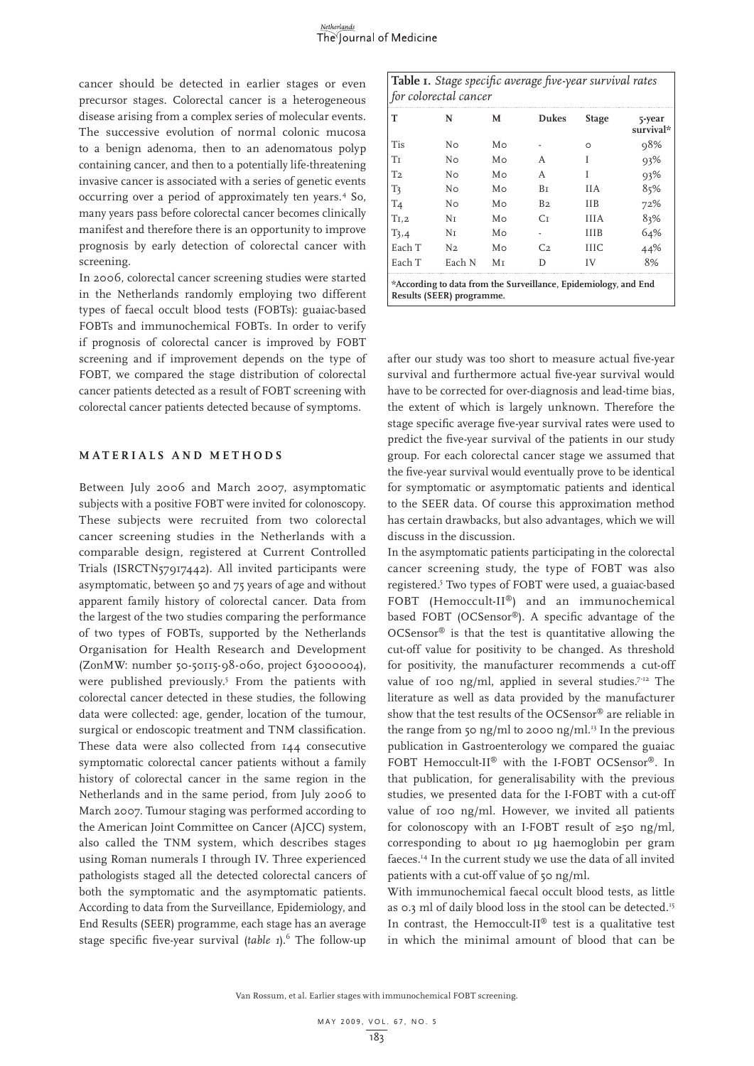cancer should be detected in earlier stages or even precursor stages. Colorectal cancer is a heterogeneous disease arising from a complex series of molecular events. The successive evolution of normal colonic mucosa to a benign adenoma, then to an adenomatous polyp containing cancer, and then to a potentially life-threatening invasive cancer is associated with a series of genetic events occurring over a period of approximately ten years.[4] So, many years pass before colorectal cancer becomes clinically manifest and therefore there is an opportunity to improve prognosis by early detection of colorectal cancer with screening.

In 2006, colorectal cancer screening studies were started in the Netherlands randomly employing two different types of faecal occult blood tests (FOBTs): guaiac-based FOBTs and immunochemical FOBTs. In order to verify if prognosis of colorectal cancer is improved by FOBT screening and if improvement depends on the type of FOBT, we compared the stage distribution of colorectal cancer patients detected as a result of FOBT screening with colorectal cancer patients detected because of symptoms.

## MATERIALS AND METHODS

Between July 2006 and March 2007, asymptomatic subjects with a positive FOBT were invited for colonoscopy. These subjects were recruited from two colorectal cancer screening studies in the Netherlands with a comparable design, registered at Current Controlled Trials (ISRCTN57917442). All invited participants were asymptomatic, between 50 and 75 years of age and without apparent family history of colorectal cancer. Data from the largest of the two studies comparing the performance of two types of FOBTs, supported by the Netherlands Organisation for Health Research and Development (ZonMW: number 50-50115-98-060, project 63000004), were published previously.[5] From the patients with colorectal cancer detected in these studies, the following data were collected: age, gender, location of the tumour, surgical or endoscopic treatment and TNM classification. These data were also collected from 144 consecutive symptomatic colorectal cancer patients without a family history of colorectal cancer in the same region in the Netherlands and in the same period, from July 2006 to March 2007. Tumour staging was performed according to the American Joint Committee on Cancer (AJCC) system, also called the TNM system, which describes stages using Roman numerals I through IV. Three experienced pathologists staged all the detected colorectal cancers of both the symptomatic and the asymptomatic patients. According to data from the Surveillance, Epidemiology, and End Results (SEER) programme, each stage has an average stage specific five-year survival (*table 1*).[6] The follow-up after our study was too short to measure actual five-year survival and furthermore actual five-year survival would have to be corrected for over-diagnosis and lead-time bias, the extent of which is largely unknown. Therefore the stage specific average five-year survival rates were used to predict the five-year survival of the patients in our study group. For each colorectal cancer stage we assumed that the five-year survival would eventually prove to be identical for symptomatic or asymptomatic patients and identical to the SEER data. Of course this approximation method has certain drawbacks, but also advantages, which we will discuss in the discussion.

**Table 1.** *Stage specific average five-year survival rates for colorectal cancer*

| T | N | M | Dukes | Stage | 5-year survival* |
|---|---|---|---|---|---|
| Tis | N0 | M0 | - | 0 | 98% |
| T1 | N0 | M0 | A | I | 93% |
| T2 | N0 | M0 | A | I | 93% |
| T3 | N0 | M0 | B1 | IIA | 85% |
| T4 | N0 | M0 | B2 | IIB | 72% |
| T1,2 | N1 | M0 | C1 | IIIA | 83% |
| T3,4 | N1 | M0 | - | IIIB | 64% |
| Each T | N2 | M0 | C2 | IIIC | 44% |
| Each T | Each N | M1 | D | IV | 8% |

*According to data from the Surveillance, Epidemiology, and End Results (SEER) programme.

In the asymptomatic patients participating in the colorectal cancer screening study, the type of FOBT was also registered.[5] Two types of FOBT were used, a guaiac-based FOBT (Hemoccult-II®) and an immunochemical based FOBT (OCSensor®). A specific advantage of the OCSensor® is that the test is quantitative allowing the cut-off value for positivity to be changed. As threshold for positivity, the manufacturer recommends a cut-off value of 100 ng/ml, applied in several studies.[7-12] The literature as well as data provided by the manufacturer show that the test results of the OCSensor® are reliable in the range from 50 ng/ml to 2000 ng/ml.[13] In the previous publication in Gastroenterology we compared the guaiac FOBT Hemoccult-II® with the I-FOBT OCSensor®. In that publication, for generalisability with the previous studies, we presented data for the I-FOBT with a cut-off value of 100 ng/ml. However, we invited all patients for colonoscopy with an I-FOBT result of ≥50 ng/ml, corresponding to about 10 µg haemoglobin per gram faeces.[14] In the current study we use the data of all invited patients with a cut-off value of 50 ng/ml.

With immunochemical faecal occult blood tests, as little as 0.3 ml of daily blood loss in the stool can be detected.[15] In contrast, the Hemoccult-II® test is a qualitative test in which the minimal amount of blood that can be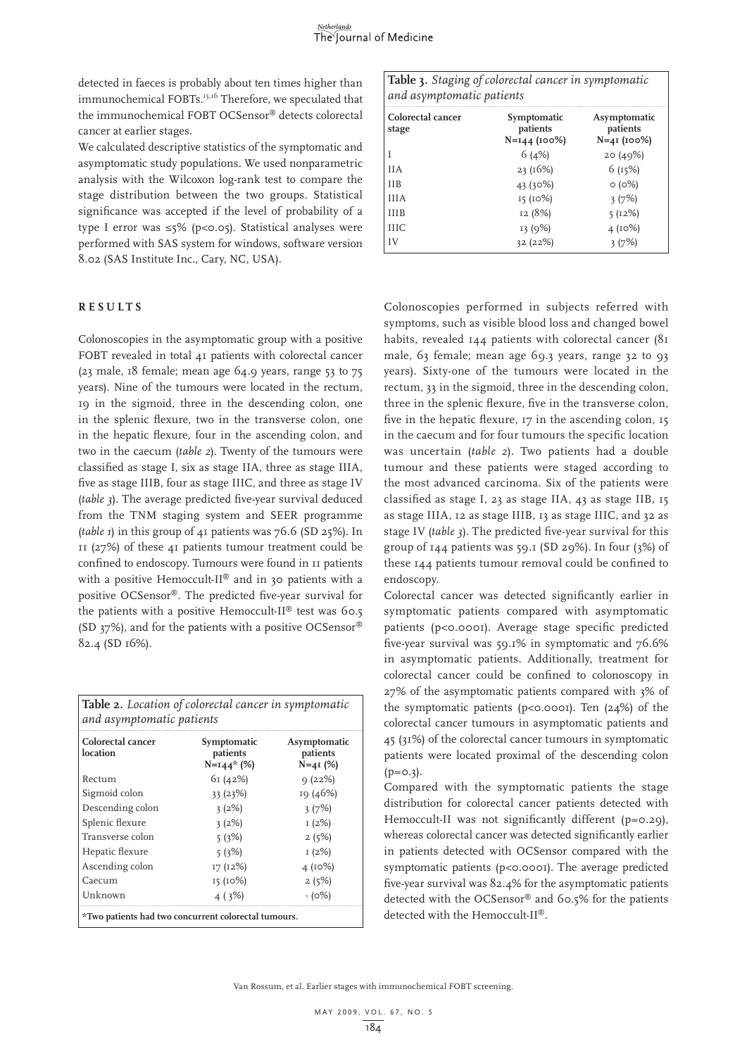detected in faeces is probably about ten times higher than immunochemical FOBTs.[15,16] Therefore, we speculated that the immunochemical FOBT OCSensor® detects colorectal cancer at earlier stages.

We calculated descriptive statistics of the symptomatic and asymptomatic study populations. We used nonparametric analysis with the Wilcoxon log-rank test to compare the stage distribution between the two groups. Statistical significance was accepted if the level of probability of a type I error was ≤5% ($p<0.05$). Statistical analyses were performed with SAS system for windows, software version 8.02 (SAS Institute Inc., Cary, NC, USA).

## RESULTS

Colonoscopies in the asymptomatic group with a positive FOBT revealed in total 41 patients with colorectal cancer (23 male, 18 female; mean age 64.9 years, range 53 to 75 years). Nine of the tumours were located in the rectum, 19 in the sigmoid, three in the descending colon, one in the splenic flexure, two in the transverse colon, one in the hepatic flexure, four in the ascending colon, and two in the caecum (*table 2*). Twenty of the tumours were classified as stage I, six as stage IIA, three as stage IIIA, five as stage IIIB, four as stage IIIC, and three as stage IV (*table 3*). The average predicted five-year survival deduced from the TNM staging system and SEER programme (*table 1*) in this group of 41 patients was 76.6 (SD 25%). In 11 (27%) of these 41 patients tumour treatment could be confined to endoscopy. Tumours were found in 11 patients with a positive Hemoccult-II® and in 30 patients with a positive OCSensor®. The predicted five-year survival for the patients with a positive Hemoccult-II® test was 60.5 (SD 37%), and for the patients with a positive OCSensor® 82.4 (SD 16%).

**Table 2.** *Location of colorectal cancer in symptomatic and asymptomatic patients*

| Colorectal cancer location | Symptomatic patients N=144* (%) | Asymptomatic patients N=41 (%) |
|---|---|---|
| Rectum | 61 (42%) | 9 (22%) |
| Sigmoid colon | 33 (23%) | 19 (46%) |
| Descending colon | 3 (2%) | 3 (7%) |
| Splenic flexure | 3 (2%) | 1 (2%) |
| Transverse colon | 5 (3%) | 2 (5%) |
| Hepatic flexure | 5 (3%) | 1 (2%) |
| Ascending colon | 17 (12%) | 4 (10%) |
| Caecum | 15 (10%) | 2 (5%) |
| Unknown | 4 ( 3%) | - (0%) |

**\*Two patients had two concurrent colorectal tumours.**

**Table 3.** *Staging of colorectal cancer in symptomatic and asymptomatic patients*

| Colorectal cancer stage | Symptomatic patients N=144 (100%) | Asymptomatic patients N=41 (100%) |
|---|---|---|
| I | 6 (4%) | 20 (49%) |
| IIA | 23 (16%) | 6 (15%) |
| IIB | 43 (30%) | 0 (0%) |
| IIIA | 15 (10%) | 3 (7%) |
| IIIB | 12 (8%) | 5 (12%) |
| IIIC | 13 (9%) | 4 (10%) |
| IV | 32 (22%) | 3 (7%) |

Colonoscopies performed in subjects referred with symptoms, such as visible blood loss and changed bowel habits, revealed 144 patients with colorectal cancer (81 male, 63 female; mean age 69.3 years, range 32 to 93 years). Sixty-one of the tumours were located in the rectum, 33 in the sigmoid, three in the descending colon, three in the splenic flexure, five in the transverse colon, five in the hepatic flexure, 17 in the ascending colon, 15 in the caecum and for four tumours the specific location was uncertain (*table 2*). Two patients had a double tumour and these patients were staged according to the most advanced carcinoma. Six of the patients were classified as stage I, 23 as stage IIA, 43 as stage IIB, 15 as stage IIIA, 12 as stage IIIB, 13 as stage IIIC, and 32 as stage IV (*table 3*). The predicted five-year survival for this group of 144 patients was 59.1 (SD 29%). In four (3%) of these 144 patients tumour removal could be confined to endoscopy.

Colorectal cancer was detected significantly earlier in symptomatic patients compared with asymptomatic patients ($p<0.0001$). Average stage specific predicted five-year survival was 59.1% in symptomatic and 76.6% in asymptomatic patients. Additionally, treatment for colorectal cancer could be confined to colonoscopy in 27% of the asymptomatic patients compared with 3% of the symptomatic patients ($p<0.0001$). Ten (24%) of the colorectal cancer tumours in asymptomatic patients and 45 (31%) of the colorectal cancer tumours in symptomatic patients were located proximal of the descending colon ($p=0.3$).

Compared with the symptomatic patients the stage distribution for colorectal cancer patients detected with Hemoccult-II was not significantly different ($p=0.29$), whereas colorectal cancer was detected significantly earlier in patients detected with OCSensor compared with the symptomatic patients ($p<0.0001$). The average predicted five-year survival was 82.4% for the asymptomatic patients detected with the OCSensor® and 60.5% for the patients detected with the Hemoccult-II®.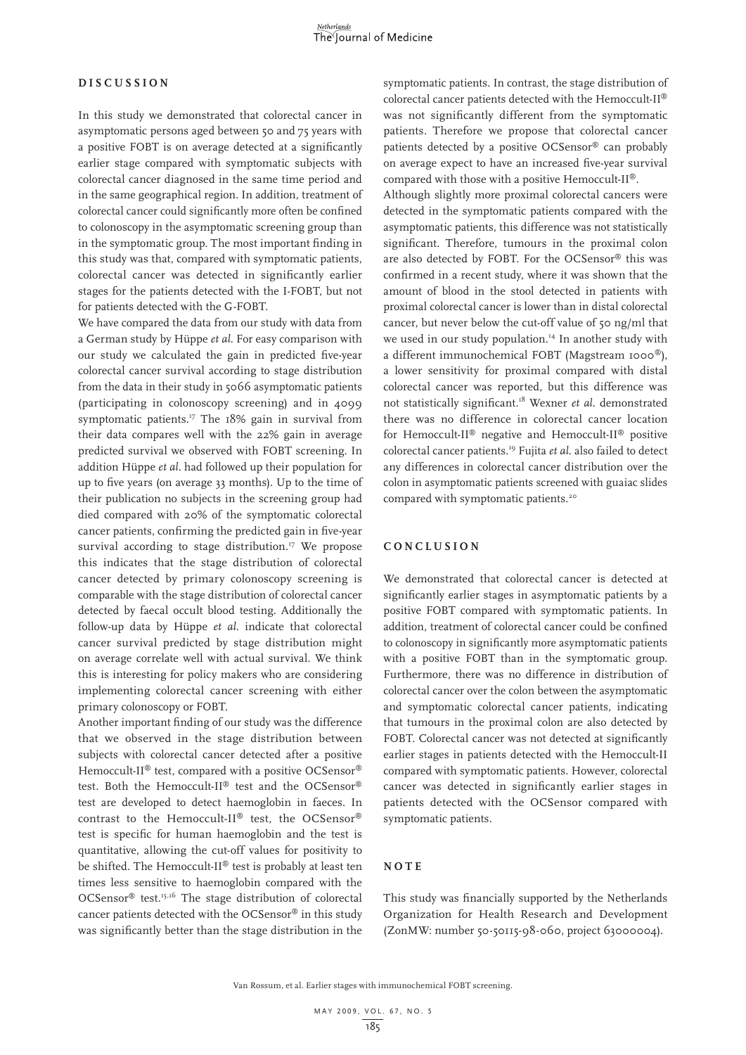## DISCUSSION

In this study we demonstrated that colorectal cancer in asymptomatic persons aged between 50 and 75 years with a positive FOBT is on average detected at a significantly earlier stage compared with symptomatic subjects with colorectal cancer diagnosed in the same time period and in the same geographical region. In addition, treatment of colorectal cancer could significantly more often be confined to colonoscopy in the asymptomatic screening group than in the symptomatic group. The most important finding in this study was that, compared with symptomatic patients, colorectal cancer was detected in significantly earlier stages for the patients detected with the I-FOBT, but not for patients detected with the G-FOBT.

We have compared the data from our study with data from a German study by Hüppe *et al.* For easy comparison with our study we calculated the gain in predicted five-year colorectal cancer survival according to stage distribution from the data in their study in 5066 asymptomatic patients (participating in colonoscopy screening) and in 4099 symptomatic patients.[17] The 18% gain in survival from their data compares well with the 22% gain in average predicted survival we observed with FOBT screening. In addition Hüppe *et al.* had followed up their population for up to five years (on average 33 months). Up to the time of their publication no subjects in the screening group had died compared with 20% of the symptomatic colorectal cancer patients, confirming the predicted gain in five-year survival according to stage distribution.[17] We propose this indicates that the stage distribution of colorectal cancer detected by primary colonoscopy screening is comparable with the stage distribution of colorectal cancer detected by faecal occult blood testing. Additionally the follow-up data by Hüppe *et al.* indicate that colorectal cancer survival predicted by stage distribution might on average correlate well with actual survival. We think this is interesting for policy makers who are considering implementing colorectal cancer screening with either primary colonoscopy or FOBT.

Another important finding of our study was the difference that we observed in the stage distribution between subjects with colorectal cancer detected after a positive Hemoccult-II® test, compared with a positive OCSensor® test. Both the Hemoccult-II® test and the OCSensor® test are developed to detect haemoglobin in faeces. In contrast to the Hemoccult-II® test, the OCSensor® test is specific for human haemoglobin and the test is quantitative, allowing the cut-off values for positivity to be shifted. The Hemoccult-II® test is probably at least ten times less sensitive to haemoglobin compared with the OCSensor® test.[15,16] The stage distribution of colorectal cancer patients detected with the OCSensor® in this study was significantly better than the stage distribution in the symptomatic patients. In contrast, the stage distribution of colorectal cancer patients detected with the Hemoccult-II® was not significantly different from the symptomatic patients. Therefore we propose that colorectal cancer patients detected by a positive OCSensor® can probably on average expect to have an increased five-year survival compared with those with a positive Hemoccult-II®.

Although slightly more proximal colorectal cancers were detected in the symptomatic patients compared with the asymptomatic patients, this difference was not statistically significant. Therefore, tumours in the proximal colon are also detected by FOBT. For the OCSensor® this was confirmed in a recent study, where it was shown that the amount of blood in the stool detected in patients with proximal colorectal cancer is lower than in distal colorectal cancer, but never below the cut-off value of 50 ng/ml that we used in our study population.[14] In another study with a different immunochemical FOBT (Magstream 1000®), a lower sensitivity for proximal compared with distal colorectal cancer was reported, but this difference was not statistically significant.[18] Wexner *et al.* demonstrated there was no difference in colorectal cancer location for Hemoccult-II® negative and Hemoccult-II® positive colorectal cancer patients.[19] Fujita *et al.* also failed to detect any differences in colorectal cancer distribution over the colon in asymptomatic patients screened with guaiac slides compared with symptomatic patients.[20]

## CONCLUSION

We demonstrated that colorectal cancer is detected at significantly earlier stages in asymptomatic patients by a positive FOBT compared with symptomatic patients. In addition, treatment of colorectal cancer could be confined to colonoscopy in significantly more asymptomatic patients with a positive FOBT than in the symptomatic group. Furthermore, there was no difference in distribution of colorectal cancer over the colon between the asymptomatic and symptomatic colorectal cancer patients, indicating that tumours in the proximal colon are also detected by FOBT. Colorectal cancer was not detected at significantly earlier stages in patients detected with the Hemoccult-II compared with symptomatic patients. However, colorectal cancer was detected in significantly earlier stages in patients detected with the OCSensor compared with symptomatic patients.

## NOTE

This study was financially supported by the Netherlands Organization for Health Research and Development (ZonMW: number 50-50115-98-060, project 63000004).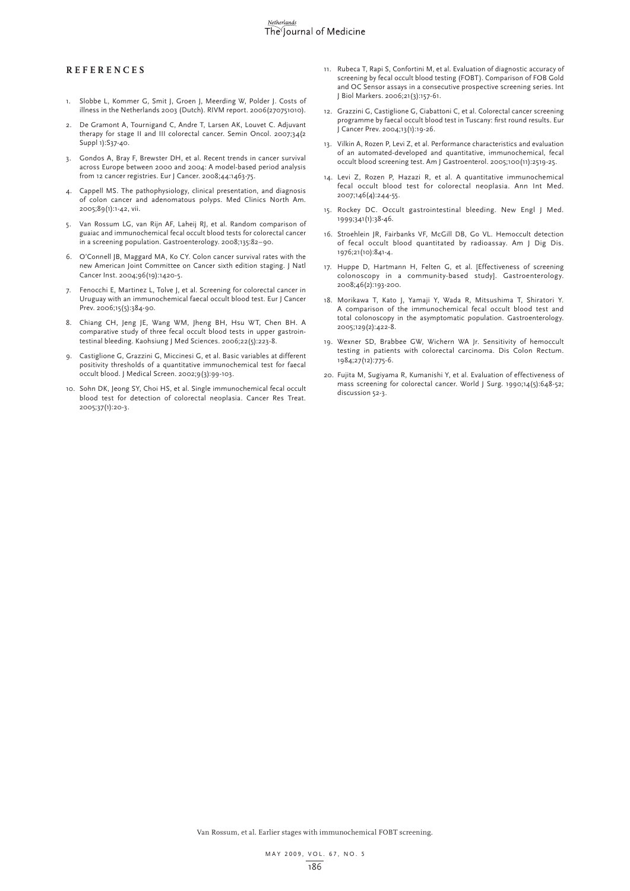## REFERENCES

1. Slobbe L, Kommer G, Smit J, Groen J, Meerding W, Polder J. Costs of illness in the Netherlands 2003 (Dutch). RIVM report. 2006(270751010).
2. De Gramont A, Tournigand C, Andre T, Larsen AK, Louvet C. Adjuvant therapy for stage II and III colorectal cancer. Semin Oncol. 2007;34(2 Suppl 1):S37-40.
3. Gondos A, Bray F, Brewster DH, et al. Recent trends in cancer survival across Europe between 2000 and 2004: A model-based period analysis from 12 cancer registries. Eur J Cancer. 2008;44:1463-75.
4. Cappell MS. The pathophysiology, clinical presentation, and diagnosis of colon cancer and adenomatous polyps. Med Clinics North Am. 2005;89(1):1-42, vii.
5. Van Rossum LG, van Rijn AF, Laheij RJ, et al. Random comparison of guaiac and immunochemical fecal occult blood tests for colorectal cancer in a screening population. Gastroenterology. 2008;135:82–90.
6. O'Connell JB, Maggard MA, Ko CY. Colon cancer survival rates with the new American Joint Committee on Cancer sixth edition staging. J Natl Cancer Inst. 2004;96(19):1420-5.
7. Fenocchi E, Martinez L, Tolve J, et al. Screening for colorectal cancer in Uruguay with an immunochemical faecal occult blood test. Eur J Cancer Prev. 2006;15(5):384-90.
8. Chiang CH, Jeng JE, Wang WM, Jheng BH, Hsu WT, Chen BH. A comparative study of three fecal occult blood tests in upper gastrointestinal bleeding. Kaohsiung J Med Sciences. 2006;22(5):223-8.
9. Castiglione G, Grazzini G, Miccinesi G, et al. Basic variables at different positivity thresholds of a quantitative immunochemical test for faecal occult blood. J Medical Screen. 2002;9(3):99-103.
10. Sohn DK, Jeong SY, Choi HS, et al. Single immunochemical fecal occult blood test for detection of colorectal neoplasia. Cancer Res Treat. 2005;37(1):20-3.
11. Rubeca T, Rapi S, Confortini M, et al. Evaluation of diagnostic accuracy of screening by fecal occult blood testing (FOBT). Comparison of FOB Gold and OC Sensor assays in a consecutive prospective screening series. Int J Biol Markers. 2006;21(3):157-61.
12. Grazzini G, Castiglione G, Ciabattoni C, et al. Colorectal cancer screening programme by faecal occult blood test in Tuscany: first round results. Eur J Cancer Prev. 2004;13(1):19-26.
13. Vilkin A, Rozen P, Levi Z, et al. Performance characteristics and evaluation of an automated-developed and quantitative, immunochemical, fecal occult blood screening test. Am J Gastroenterol. 2005;100(11):2519-25.
14. Levi Z, Rozen P, Hazazi R, et al. A quantitative immunochemical fecal occult blood test for colorectal neoplasia. Ann Int Med. 2007;146(4):244-55.
15. Rockey DC. Occult gastrointestinal bleeding. New Engl J Med. 1999;341(1):38-46.
16. Stroehlein JR, Fairbanks VF, McGill DB, Go VL. Hemoccult detection of fecal occult blood quantitated by radioassay. Am J Dig Dis. 1976;21(10):841-4.
17. Huppe D, Hartmann H, Felten G, et al. [Effectiveness of screening colonoscopy in a community-based study]. Gastroenterology. 2008;46(2):193-200.
18. Morikawa T, Kato J, Yamaji Y, Wada R, Mitsushima T, Shiratori Y. A comparison of the immunochemical fecal occult blood test and total colonoscopy in the asymptomatic population. Gastroenterology. 2005;129(2):422-8.
19. Wexner SD, Brabbee GW, Wichern WA Jr. Sensitivity of hemoccult testing in patients with colorectal carcinoma. Dis Colon Rectum. 1984;27(12):775-6.
20. Fujita M, Sugiyama R, Kumanishi Y, et al. Evaluation of effectiveness of mass screening for colorectal cancer. World J Surg. 1990;14(5):648-52; discussion 52-3.